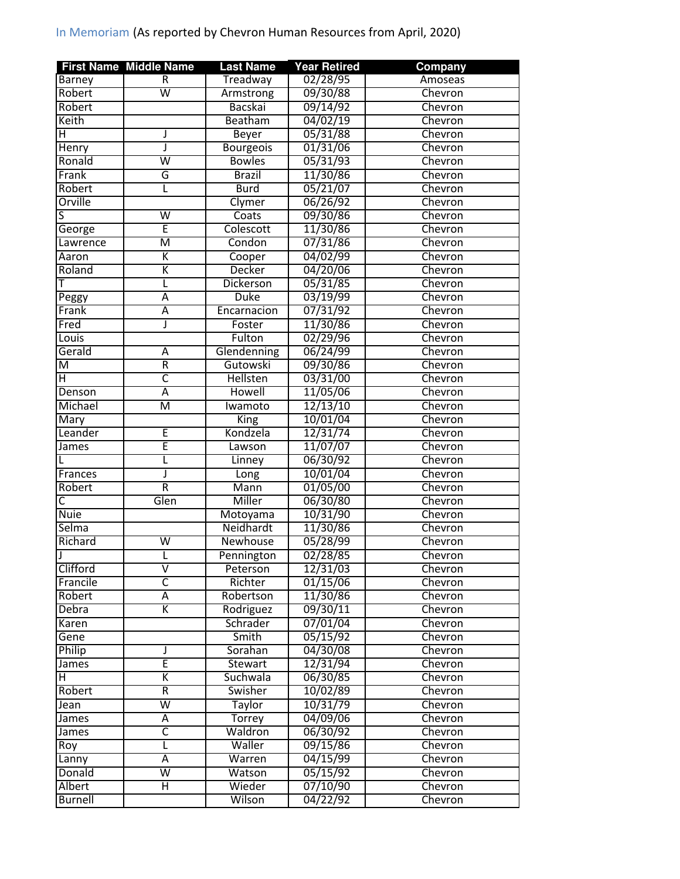In Memoriam (As reported by Chevron Human Resources from April, 2020)

| First Name | Middle Name | Last Name | Year Retired | Company |
|---|---|---|---|---|
| Barney | R | Treadway | 02/28/95 | Amoseas |
| Robert | W | Armstrong | 09/30/88 | Chevron |
| Robert | | Bacskai | 09/14/92 | Chevron |
| Keith | | Beatham | 04/02/19 | Chevron |
| H | J | Beyer | 05/31/88 | Chevron |
| Henry | J | Bourgeois | 01/31/06 | Chevron |
| Ronald | W | Bowles | 05/31/93 | Chevron |
| Frank | G | Brazil | 11/30/86 | Chevron |
| Robert | L | Burd | 05/21/07 | Chevron |
| Orville | | Clymer | 06/26/92 | Chevron |
| S | W | Coats | 09/30/86 | Chevron |
| George | E | Colescott | 11/30/86 | Chevron |
| Lawrence | M | Condon | 07/31/86 | Chevron |
| Aaron | K | Cooper | 04/02/99 | Chevron |
| Roland | K | Decker | 04/20/06 | Chevron |
| T | L | Dickerson | 05/31/85 | Chevron |
| Peggy | A | Duke | 03/19/99 | Chevron |
| Frank | A | Encarnacion | 07/31/92 | Chevron |
| Fred | J | Foster | 11/30/86 | Chevron |
| Louis | | Fulton | 02/29/96 | Chevron |
| Gerald | A | Glendenning | 06/24/99 | Chevron |
| M | R | Gutowski | 09/30/86 | Chevron |
| H | C | Hellsten | 03/31/00 | Chevron |
| Denson | A | Howell | 11/05/06 | Chevron |
| Michael | M | Iwamoto | 12/13/10 | Chevron |
| Mary | | King | 10/01/04 | Chevron |
| Leander | E | Kondzela | 12/31/74 | Chevron |
| James | E | Lawson | 11/07/07 | Chevron |
| L | L | Linney | 06/30/92 | Chevron |
| Frances | J | Long | 10/01/04 | Chevron |
| Robert | R | Mann | 01/05/00 | Chevron |
| C | Glen | Miller | 06/30/80 | Chevron |
| Nuie | | Motoyama | 10/31/90 | Chevron |
| Selma | | Neidhardt | 11/30/86 | Chevron |
| Richard | W | Newhouse | 05/28/99 | Chevron |
| J | L | Pennington | 02/28/85 | Chevron |
| Clifford | V | Peterson | 12/31/03 | Chevron |
| Francile | C | Richter | 01/15/06 | Chevron |
| Robert | A | Robertson | 11/30/86 | Chevron |
| Debra | K | Rodriguez | 09/30/11 | Chevron |
| Karen | | Schrader | 07/01/04 | Chevron |
| Gene | | Smith | 05/15/92 | Chevron |
| Philip | J | Sorahan | 04/30/08 | Chevron |
| James | E | Stewart | 12/31/94 | Chevron |
| H | K | Suchwala | 06/30/85 | Chevron |
| Robert | R | Swisher | 10/02/89 | Chevron |
| Jean | W | Taylor | 10/31/79 | Chevron |
| James | A | Torrey | 04/09/06 | Chevron |
| James | C | Waldron | 06/30/92 | Chevron |
| Roy | L | Waller | 09/15/86 | Chevron |
| Lanny | A | Warren | 04/15/99 | Chevron |
| Donald | W | Watson | 05/15/92 | Chevron |
| Albert | H | Wieder | 07/10/90 | Chevron |
| Burnell | | Wilson | 04/22/92 | Chevron |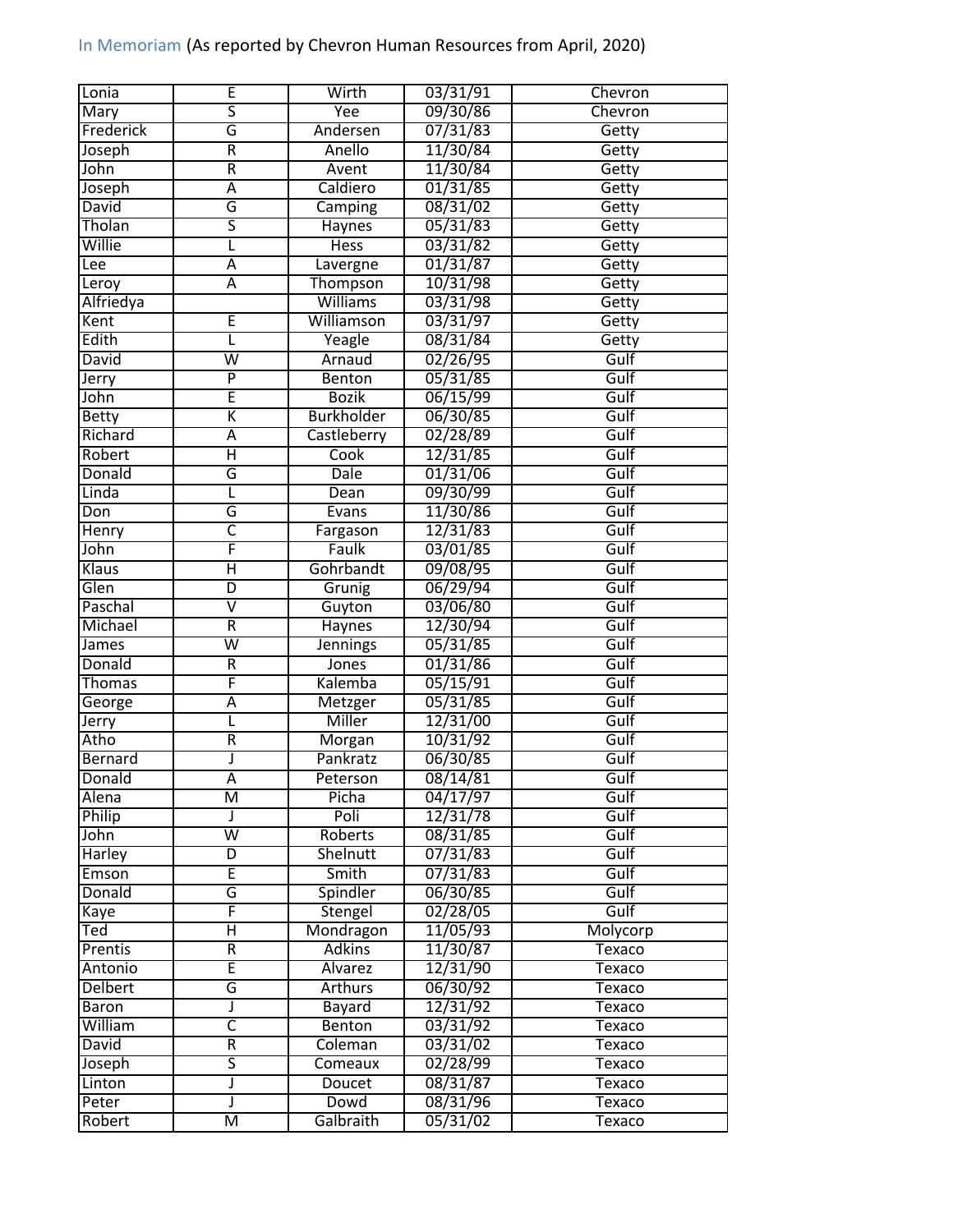In Memoriam (As reported by Chevron Human Resources from April, 2020)

| | | | | |
|---|---|---|---|---|
| Lonia | E | Wirth | 03/31/91 | Chevron |
| Mary | S | Yee | 09/30/86 | Chevron |
| Frederick | G | Andersen | 07/31/83 | Getty |
| Joseph | R | Anello | 11/30/84 | Getty |
| John | R | Avent | 11/30/84 | Getty |
| Joseph | A | Caldiero | 01/31/85 | Getty |
| David | G | Camping | 08/31/02 | Getty |
| Tholan | S | Haynes | 05/31/83 | Getty |
| Willie | L | Hess | 03/31/82 | Getty |
| Lee | A | Lavergne | 01/31/87 | Getty |
| Leroy | A | Thompson | 10/31/98 | Getty |
| Alfriedya | | Williams | 03/31/98 | Getty |
| Kent | E | Williamson | 03/31/97 | Getty |
| Edith | L | Yeagle | 08/31/84 | Getty |
| David | W | Arnaud | 02/26/95 | Gulf |
| Jerry | P | Benton | 05/31/85 | Gulf |
| John | E | Bozik | 06/15/99 | Gulf |
| Betty | K | Burkholder | 06/30/85 | Gulf |
| Richard | A | Castleberry | 02/28/89 | Gulf |
| Robert | H | Cook | 12/31/85 | Gulf |
| Donald | G | Dale | 01/31/06 | Gulf |
| Linda | L | Dean | 09/30/99 | Gulf |
| Don | G | Evans | 11/30/86 | Gulf |
| Henry | C | Fargason | 12/31/83 | Gulf |
| John | F | Faulk | 03/01/85 | Gulf |
| Klaus | H | Gohrbandt | 09/08/95 | Gulf |
| Glen | D | Grunig | 06/29/94 | Gulf |
| Paschal | V | Guyton | 03/06/80 | Gulf |
| Michael | R | Haynes | 12/30/94 | Gulf |
| James | W | Jennings | 05/31/85 | Gulf |
| Donald | R | Jones | 01/31/86 | Gulf |
| Thomas | F | Kalemba | 05/15/91 | Gulf |
| George | A | Metzger | 05/31/85 | Gulf |
| Jerry | L | Miller | 12/31/00 | Gulf |
| Atho | R | Morgan | 10/31/92 | Gulf |
| Bernard | J | Pankratz | 06/30/85 | Gulf |
| Donald | A | Peterson | 08/14/81 | Gulf |
| Alena | M | Picha | 04/17/97 | Gulf |
| Philip | J | Poli | 12/31/78 | Gulf |
| John | W | Roberts | 08/31/85 | Gulf |
| Harley | D | Shelnutt | 07/31/83 | Gulf |
| Emson | E | Smith | 07/31/83 | Gulf |
| Donald | G | Spindler | 06/30/85 | Gulf |
| Kaye | F | Stengel | 02/28/05 | Gulf |
| Ted | H | Mondragon | 11/05/93 | Molycorp |
| Prentis | R | Adkins | 11/30/87 | Texaco |
| Antonio | E | Alvarez | 12/31/90 | Texaco |
| Delbert | G | Arthurs | 06/30/92 | Texaco |
| Baron | J | Bayard | 12/31/92 | Texaco |
| William | C | Benton | 03/31/92 | Texaco |
| David | R | Coleman | 03/31/02 | Texaco |
| Joseph | S | Comeaux | 02/28/99 | Texaco |
| Linton | J | Doucet | 08/31/87 | Texaco |
| Peter | J | Dowd | 08/31/96 | Texaco |
| Robert | M | Galbraith | 05/31/02 | Texaco |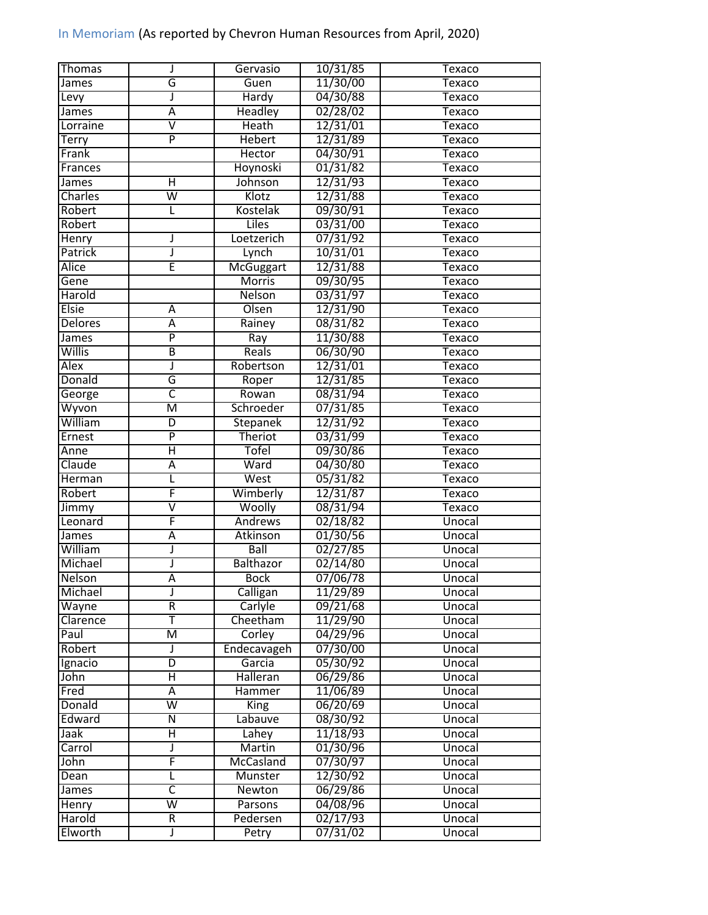In Memoriam (As reported by Chevron Human Resources from April, 2020)

| | | | | |
|---|---|---|---|---|
| Thomas | J | Gervasio | 10/31/85 | Texaco |
| James | G | Guen | 11/30/00 | Texaco |
| Levy | J | Hardy | 04/30/88 | Texaco |
| James | A | Headley | 02/28/02 | Texaco |
| Lorraine | V | Heath | 12/31/01 | Texaco |
| Terry | P | Hebert | 12/31/89 | Texaco |
| Frank | | Hector | 04/30/91 | Texaco |
| Frances | | Hoynoski | 01/31/82 | Texaco |
| James | H | Johnson | 12/31/93 | Texaco |
| Charles | W | Klotz | 12/31/88 | Texaco |
| Robert | L | Kostelak | 09/30/91 | Texaco |
| Robert | | Liles | 03/31/00 | Texaco |
| Henry | J | Loetzerich | 07/31/92 | Texaco |
| Patrick | J | Lynch | 10/31/01 | Texaco |
| Alice | E | McGuggart | 12/31/88 | Texaco |
| Gene | | Morris | 09/30/95 | Texaco |
| Harold | | Nelson | 03/31/97 | Texaco |
| Elsie | A | Olsen | 12/31/90 | Texaco |
| Delores | A | Rainey | 08/31/82 | Texaco |
| James | P | Ray | 11/30/88 | Texaco |
| Willis | B | Reals | 06/30/90 | Texaco |
| Alex | J | Robertson | 12/31/01 | Texaco |
| Donald | G | Roper | 12/31/85 | Texaco |
| George | C | Rowan | 08/31/94 | Texaco |
| Wyvon | M | Schroeder | 07/31/85 | Texaco |
| William | D | Stepanek | 12/31/92 | Texaco |
| Ernest | P | Theriot | 03/31/99 | Texaco |
| Anne | H | Tofel | 09/30/86 | Texaco |
| Claude | A | Ward | 04/30/80 | Texaco |
| Herman | L | West | 05/31/82 | Texaco |
| Robert | F | Wimberly | 12/31/87 | Texaco |
| Jimmy | V | Woolly | 08/31/94 | Texaco |
| Leonard | F | Andrews | 02/18/82 | Unocal |
| James | A | Atkinson | 01/30/56 | Unocal |
| William | J | Ball | 02/27/85 | Unocal |
| Michael | J | Balthazor | 02/14/80 | Unocal |
| Nelson | A | Bock | 07/06/78 | Unocal |
| Michael | J | Calligan | 11/29/89 | Unocal |
| Wayne | R | Carlyle | 09/21/68 | Unocal |
| Clarence | T | Cheetham | 11/29/90 | Unocal |
| Paul | M | Corley | 04/29/96 | Unocal |
| Robert | J | Endecavageh | 07/30/00 | Unocal |
| Ignacio | D | Garcia | 05/30/92 | Unocal |
| John | H | Halleran | 06/29/86 | Unocal |
| Fred | A | Hammer | 11/06/89 | Unocal |
| Donald | W | King | 06/20/69 | Unocal |
| Edward | N | Labauve | 08/30/92 | Unocal |
| Jaak | H | Lahey | 11/18/93 | Unocal |
| Carrol | J | Martin | 01/30/96 | Unocal |
| John | F | McCasland | 07/30/97 | Unocal |
| Dean | L | Munster | 12/30/92 | Unocal |
| James | C | Newton | 06/29/86 | Unocal |
| Henry | W | Parsons | 04/08/96 | Unocal |
| Harold | R | Pedersen | 02/17/93 | Unocal |
| Elworth | J | Petry | 07/31/02 | Unocal |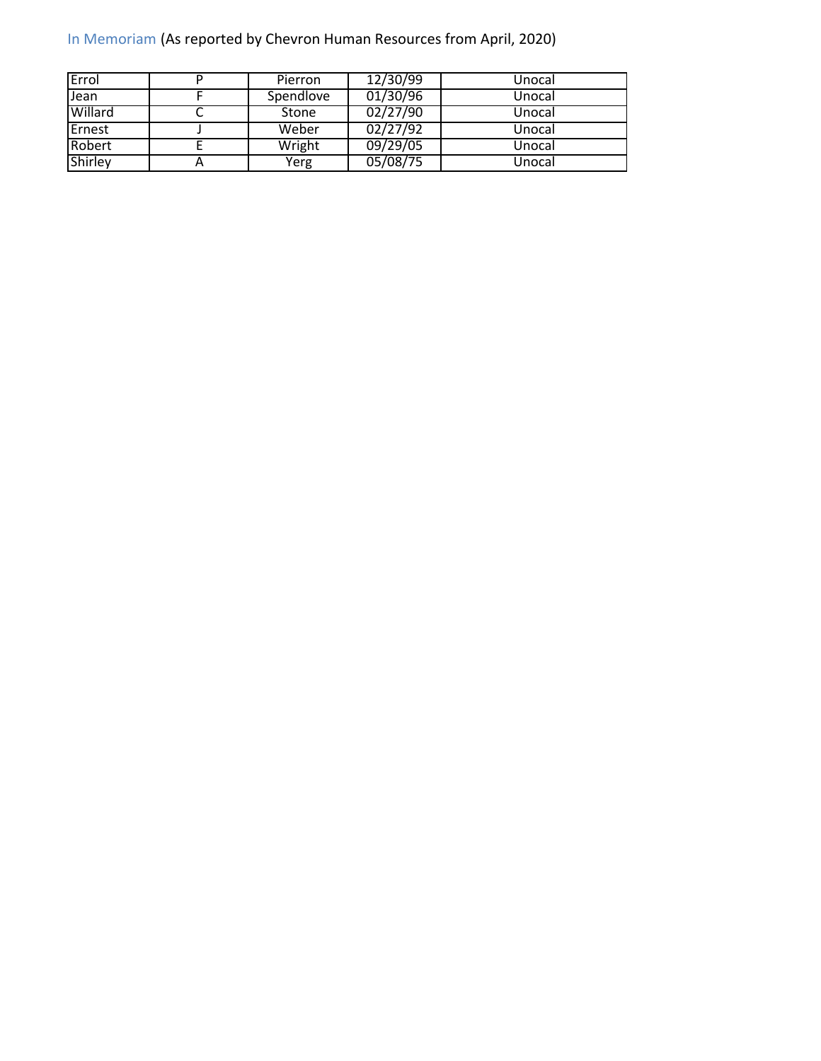In Memoriam (As reported by Chevron Human Resources from April, 2020)

| | | | | |
|---|---|---|---|---|
| Errol | P | Pierron | 12/30/99 | Unocal |
| Jean | F | Spendlove | 01/30/96 | Unocal |
| Willard | C | Stone | 02/27/90 | Unocal |
| Ernest | J | Weber | 02/27/92 | Unocal |
| Robert | E | Wright | 09/29/05 | Unocal |
| Shirley | A | Yerg | 05/08/75 | Unocal |